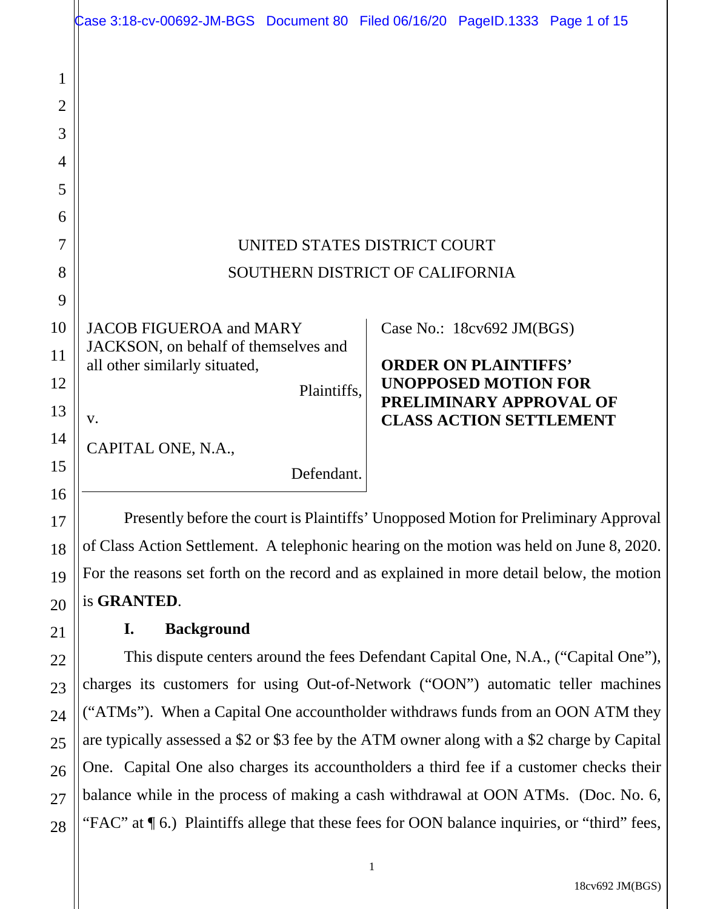UNITED STATES DISTRICT COURT

SOUTHERN DISTRICT OF CALIFORNIA

| | |
|---|---|
| JACOB FIGUEROA and MARY JACKSON, on behalf of themselves and all other similarly situated, Plaintiffs, v. CAPITAL ONE, N.A., Defendant. | Case No.: 18cv692 JM(BGS) **ORDER ON PLAINTIFFS' UNOPPOSED MOTION FOR PRELIMINARY APPROVAL OF CLASS ACTION SETTLEMENT** |

Presently before the court is Plaintiffs' Unopposed Motion for Preliminary Approval of Class Action Settlement. A telephonic hearing on the motion was held on June 8, 2020. For the reasons set forth on the record and as explained in more detail below, the motion is **GRANTED**.

## I. Background

This dispute centers around the fees Defendant Capital One, N.A., ("Capital One"), charges its customers for using Out-of-Network ("OON") automatic teller machines ("ATMs"). When a Capital One accountholder withdraws funds from an OON ATM they are typically assessed a $2 or $3 fee by the ATM owner along with a $2 charge by Capital One. Capital One also charges its accountholders a third fee if a customer checks their balance while in the process of making a cash withdrawal at OON ATMs. (Doc. No. 6, "FAC" at ¶ 6.) Plaintiffs allege that these fees for OON balance inquiries, or "third" fees,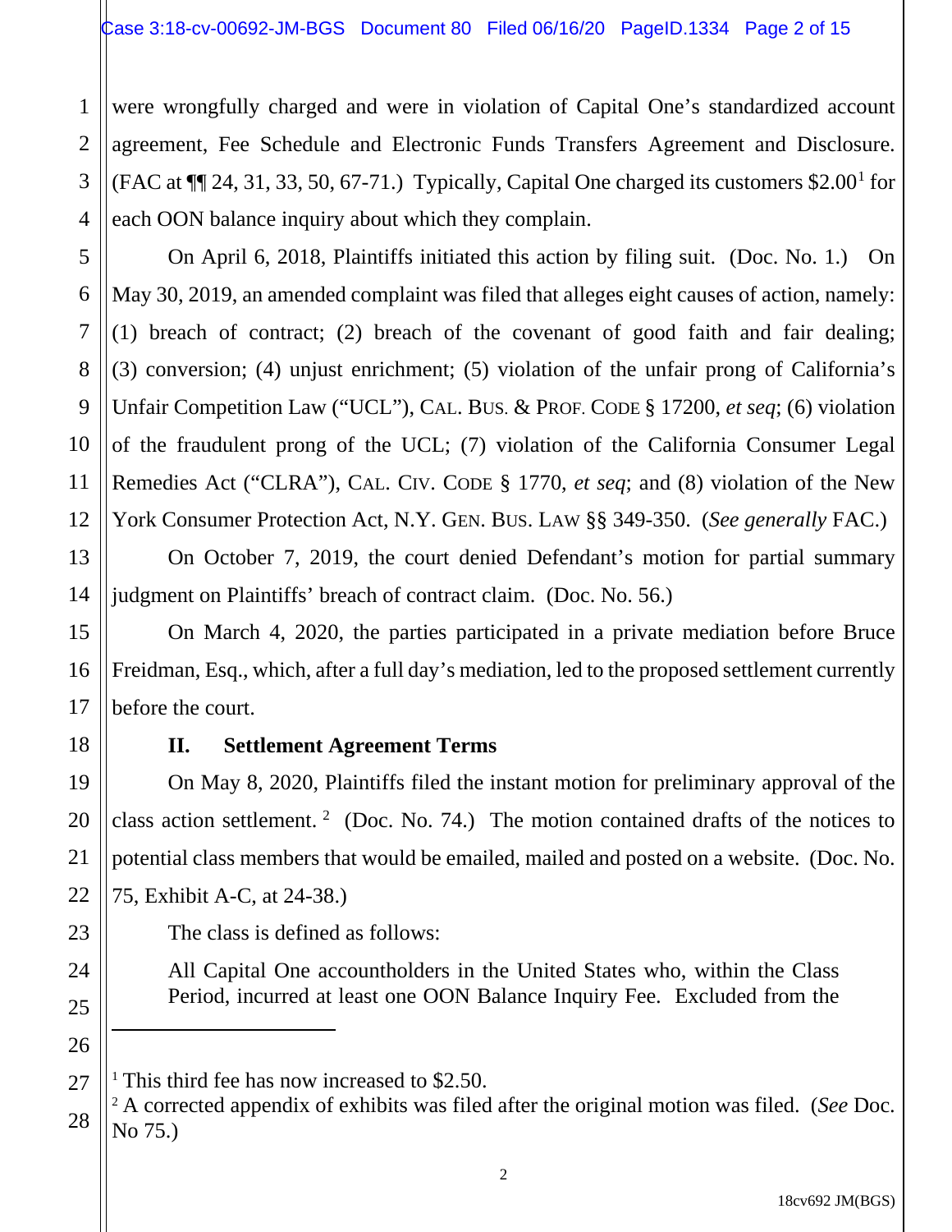were wrongfully charged and were in violation of Capital One's standardized account agreement, Fee Schedule and Electronic Funds Transfers Agreement and Disclosure. (FAC at ¶¶ 24, 31, 33, 50, 67-71.) Typically, Capital One charged its customers $2.00[1] for each OON balance inquiry about which they complain.

On April 6, 2018, Plaintiffs initiated this action by filing suit. (Doc. No. 1.) On May 30, 2019, an amended complaint was filed that alleges eight causes of action, namely: (1) breach of contract; (2) breach of the covenant of good faith and fair dealing; (3) conversion; (4) unjust enrichment; (5) violation of the unfair prong of California's Unfair Competition Law ("UCL"), CAL. BUS. & PROF. CODE § 17200, *et seq*; (6) violation of the fraudulent prong of the UCL; (7) violation of the California Consumer Legal Remedies Act ("CLRA"), CAL. CIV. CODE § 1770, *et seq*; and (8) violation of the New York Consumer Protection Act, N.Y. GEN. BUS. LAW §§ 349-350. (*See generally* FAC.)

On October 7, 2019, the court denied Defendant's motion for partial summary judgment on Plaintiffs' breach of contract claim. (Doc. No. 56.)

On March 4, 2020, the parties participated in a private mediation before Bruce Freidman, Esq., which, after a full day's mediation, led to the proposed settlement currently before the court.

## II. Settlement Agreement Terms

On May 8, 2020, Plaintiffs filed the instant motion for preliminary approval of the class action settlement.[2] (Doc. No. 74.) The motion contained drafts of the notices to potential class members that would be emailed, mailed and posted on a website. (Doc. No. 75, Exhibit A-C, at 24-38.)

The class is defined as follows:

> All Capital One accountholders in the United States who, within the Class Period, incurred at least one OON Balance Inquiry Fee. Excluded from the

---

[1] This third fee has now increased to $2.50.

[2] A corrected appendix of exhibits was filed after the original motion was filed. (*See* Doc. No 75.)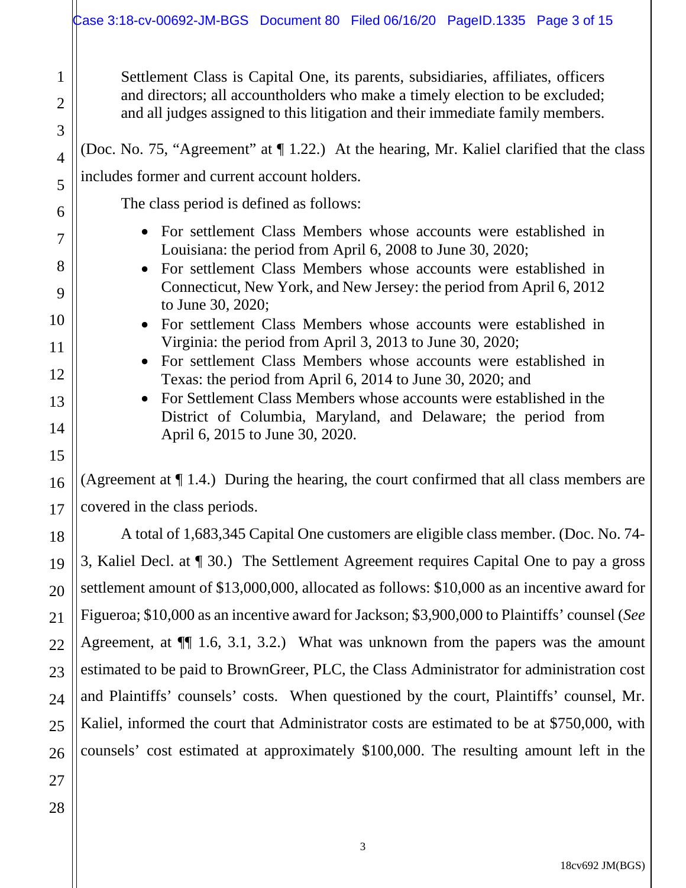> Settlement Class is Capital One, its parents, subsidiaries, affiliates, officers and directors; all accountholders who make a timely election to be excluded; and all judges assigned to this litigation and their immediate family members.

(Doc. No. 75, "Agreement" at ¶ 1.22.) At the hearing, Mr. Kaliel clarified that the class includes former and current account holders.

The class period is defined as follows:

> - For settlement Class Members whose accounts were established in Louisiana: the period from April 6, 2008 to June 30, 2020;
> - For settlement Class Members whose accounts were established in Connecticut, New York, and New Jersey: the period from April 6, 2012 to June 30, 2020;
> - For settlement Class Members whose accounts were established in Virginia: the period from April 3, 2013 to June 30, 2020;
> - For settlement Class Members whose accounts were established in Texas: the period from April 6, 2014 to June 30, 2020; and
> - For Settlement Class Members whose accounts were established in the District of Columbia, Maryland, and Delaware; the period from April 6, 2015 to June 30, 2020.

(Agreement at ¶ 1.4.) During the hearing, the court confirmed that all class members are covered in the class periods.

A total of 1,683,345 Capital One customers are eligible class member. (Doc. No. 74-3, Kaliel Decl. at ¶ 30.) The Settlement Agreement requires Capital One to pay a gross settlement amount of $13,000,000, allocated as follows: $10,000 as an incentive award for Figueroa; $10,000 as an incentive award for Jackson; $3,900,000 to Plaintiffs' counsel (*See* Agreement, at ¶¶ 1.6, 3.1, 3.2.) What was unknown from the papers was the amount estimated to be paid to BrownGreer, PLC, the Class Administrator for administration cost and Plaintiffs' counsels' costs. When questioned by the court, Plaintiffs' counsel, Mr. Kaliel, informed the court that Administrator costs are estimated to be at $750,000, with counsels' cost estimated at approximately $100,000. The resulting amount left in the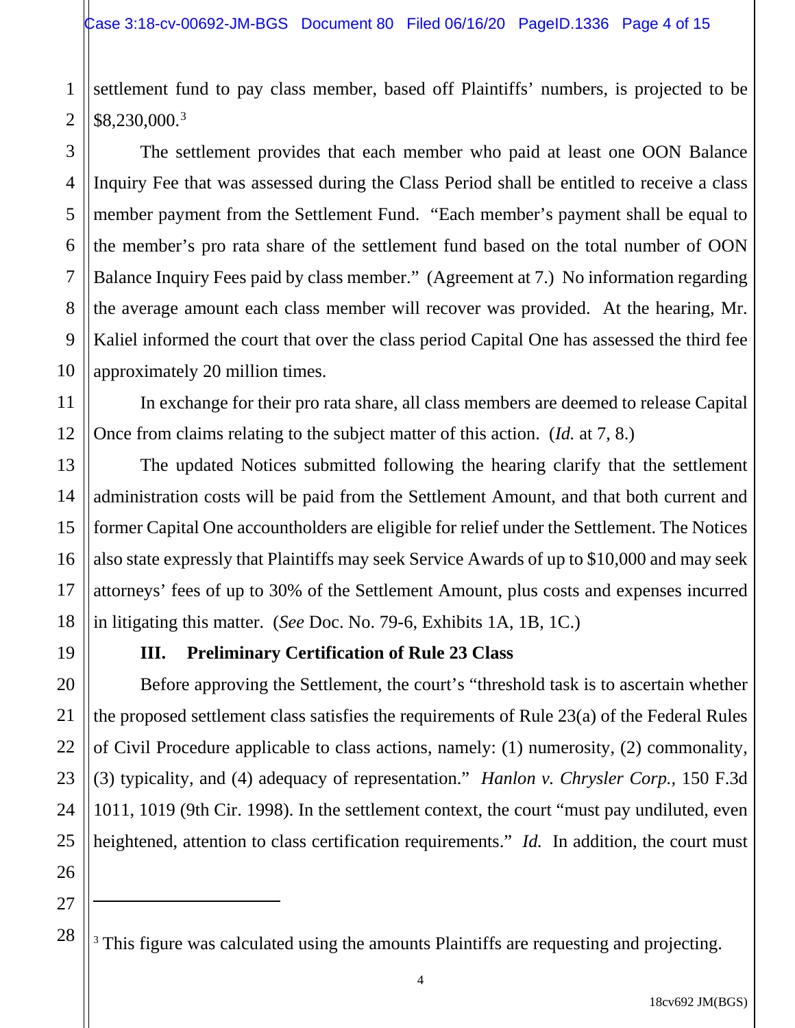settlement fund to pay class member, based off Plaintiffs' numbers, is projected to be $8,230,000.[3]

The settlement provides that each member who paid at least one OON Balance Inquiry Fee that was assessed during the Class Period shall be entitled to receive a class member payment from the Settlement Fund. "Each member's payment shall be equal to the member's pro rata share of the settlement fund based on the total number of OON Balance Inquiry Fees paid by class member." (Agreement at 7.) No information regarding the average amount each class member will recover was provided. At the hearing, Mr. Kaliel informed the court that over the class period Capital One has assessed the third fee approximately 20 million times.

In exchange for their pro rata share, all class members are deemed to release Capital Once from claims relating to the subject matter of this action. (*Id.* at 7, 8.)

The updated Notices submitted following the hearing clarify that the settlement administration costs will be paid from the Settlement Amount, and that both current and former Capital One accountholders are eligible for relief under the Settlement. The Notices also state expressly that Plaintiffs may seek Service Awards of up to $10,000 and may seek attorneys' fees of up to 30% of the Settlement Amount, plus costs and expenses incurred in litigating this matter. (*See* Doc. No. 79-6, Exhibits 1A, 1B, 1C.)

## III. Preliminary Certification of Rule 23 Class

Before approving the Settlement, the court's "threshold task is to ascertain whether the proposed settlement class satisfies the requirements of Rule 23(a) of the Federal Rules of Civil Procedure applicable to class actions, namely: (1) numerosity, (2) commonality, (3) typicality, and (4) adequacy of representation." *Hanlon v. Chrysler Corp.*, 150 F.3d 1011, 1019 (9th Cir. 1998). In the settlement context, the court "must pay undiluted, even heightened, attention to class certification requirements." *Id.* In addition, the court must

---

[3] This figure was calculated using the amounts Plaintiffs are requesting and projecting.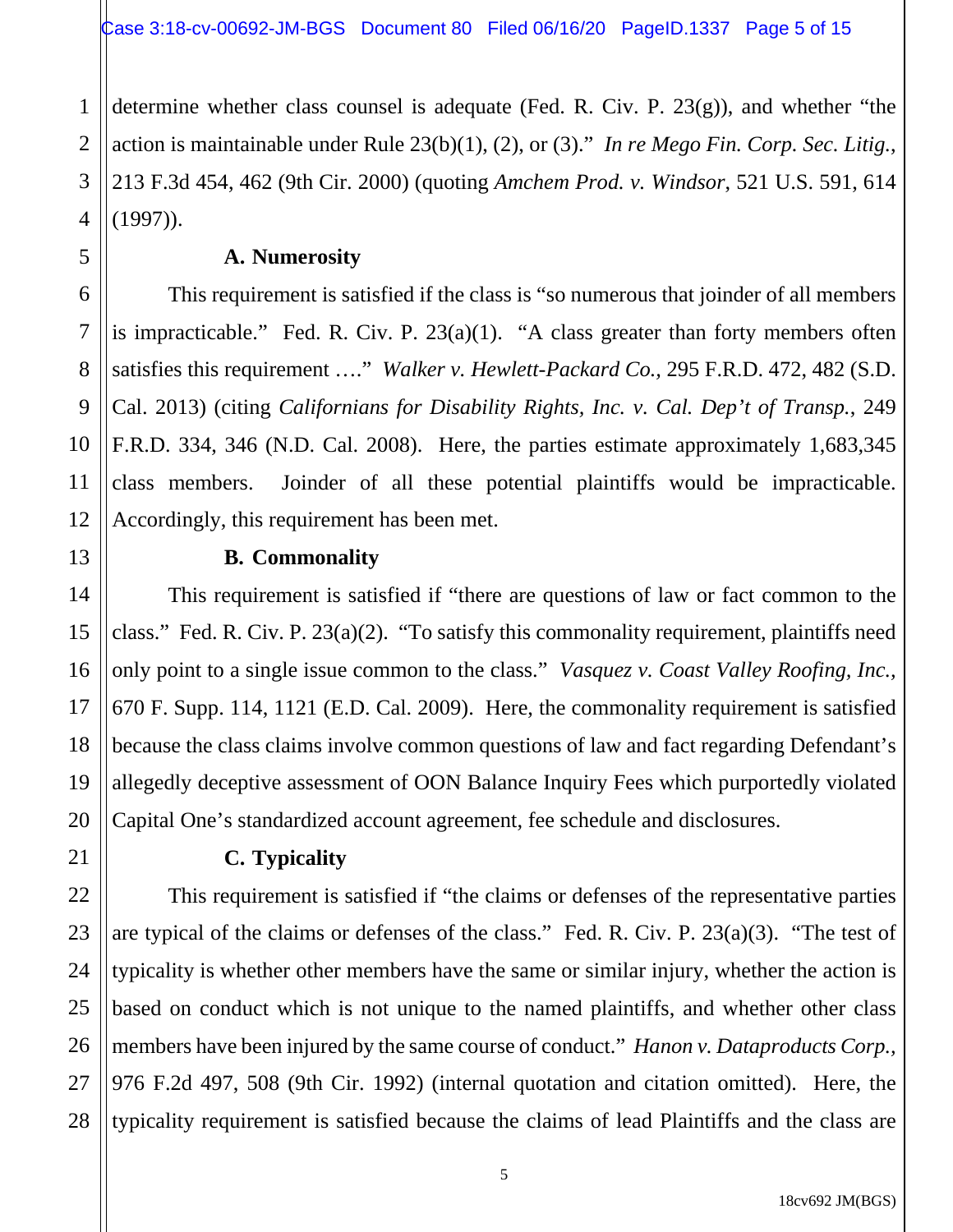determine whether class counsel is adequate (Fed. R. Civ. P. 23(g)), and whether "the action is maintainable under Rule 23(b)(1), (2), or (3)." *In re Mego Fin. Corp. Sec. Litig.*, 213 F.3d 454, 462 (9th Cir. 2000) (quoting *Amchem Prod. v. Windsor*, 521 U.S. 591, 614 (1997)).

**A. Numerosity**

This requirement is satisfied if the class is "so numerous that joinder of all members is impracticable." Fed. R. Civ. P. 23(a)(1). "A class greater than forty members often satisfies this requirement …." *Walker v. Hewlett-Packard Co.*, 295 F.R.D. 472, 482 (S.D. Cal. 2013) (citing *Californians for Disability Rights, Inc. v. Cal. Dep't of Transp.*, 249 F.R.D. 334, 346 (N.D. Cal. 2008). Here, the parties estimate approximately 1,683,345 class members. Joinder of all these potential plaintiffs would be impracticable. Accordingly, this requirement has been met.

**B. Commonality**

This requirement is satisfied if "there are questions of law or fact common to the class." Fed. R. Civ. P. 23(a)(2). "To satisfy this commonality requirement, plaintiffs need only point to a single issue common to the class." *Vasquez v. Coast Valley Roofing, Inc.*, 670 F. Supp. 114, 1121 (E.D. Cal. 2009). Here, the commonality requirement is satisfied because the class claims involve common questions of law and fact regarding Defendant's allegedly deceptive assessment of OON Balance Inquiry Fees which purportedly violated Capital One's standardized account agreement, fee schedule and disclosures.

**C. Typicality**

This requirement is satisfied if "the claims or defenses of the representative parties are typical of the claims or defenses of the class." Fed. R. Civ. P. 23(a)(3). "The test of typicality is whether other members have the same or similar injury, whether the action is based on conduct which is not unique to the named plaintiffs, and whether other class members have been injured by the same course of conduct." *Hanon v. Dataproducts Corp.*, 976 F.2d 497, 508 (9th Cir. 1992) (internal quotation and citation omitted). Here, the typicality requirement is satisfied because the claims of lead Plaintiffs and the class are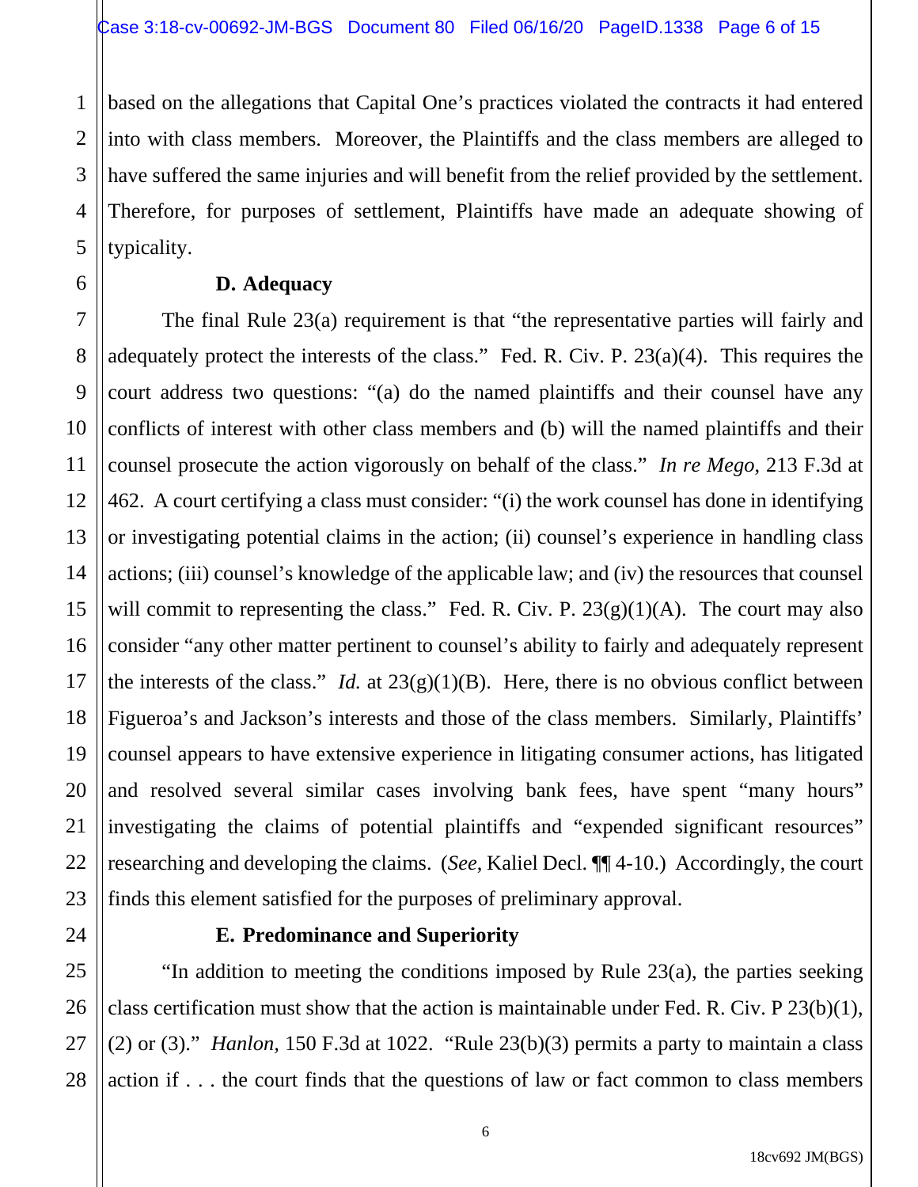based on the allegations that Capital One's practices violated the contracts it had entered into with class members. Moreover, the Plaintiffs and the class members are alleged to have suffered the same injuries and will benefit from the relief provided by the settlement. Therefore, for purposes of settlement, Plaintiffs have made an adequate showing of typicality.

### D. Adequacy

The final Rule 23(a) requirement is that "the representative parties will fairly and adequately protect the interests of the class." Fed. R. Civ. P. 23(a)(4). This requires the court address two questions: "(a) do the named plaintiffs and their counsel have any conflicts of interest with other class members and (b) will the named plaintiffs and their counsel prosecute the action vigorously on behalf of the class." *In re Mego*, 213 F.3d at 462. A court certifying a class must consider: "(i) the work counsel has done in identifying or investigating potential claims in the action; (ii) counsel's experience in handling class actions; (iii) counsel's knowledge of the applicable law; and (iv) the resources that counsel will commit to representing the class." Fed. R. Civ. P. 23(g)(1)(A). The court may also consider "any other matter pertinent to counsel's ability to fairly and adequately represent the interests of the class." *Id.* at 23(g)(1)(B). Here, there is no obvious conflict between Figueroa's and Jackson's interests and those of the class members. Similarly, Plaintiffs' counsel appears to have extensive experience in litigating consumer actions, has litigated and resolved several similar cases involving bank fees, have spent "many hours" investigating the claims of potential plaintiffs and "expended significant resources" researching and developing the claims. (*See*, Kaliel Decl. ¶¶ 4-10.) Accordingly, the court finds this element satisfied for the purposes of preliminary approval.

### E. Predominance and Superiority

"In addition to meeting the conditions imposed by Rule 23(a), the parties seeking class certification must show that the action is maintainable under Fed. R. Civ. P 23(b)(1), (2) or (3)." *Hanlon*, 150 F.3d at 1022. "Rule 23(b)(3) permits a party to maintain a class action if . . . the court finds that the questions of law or fact common to class members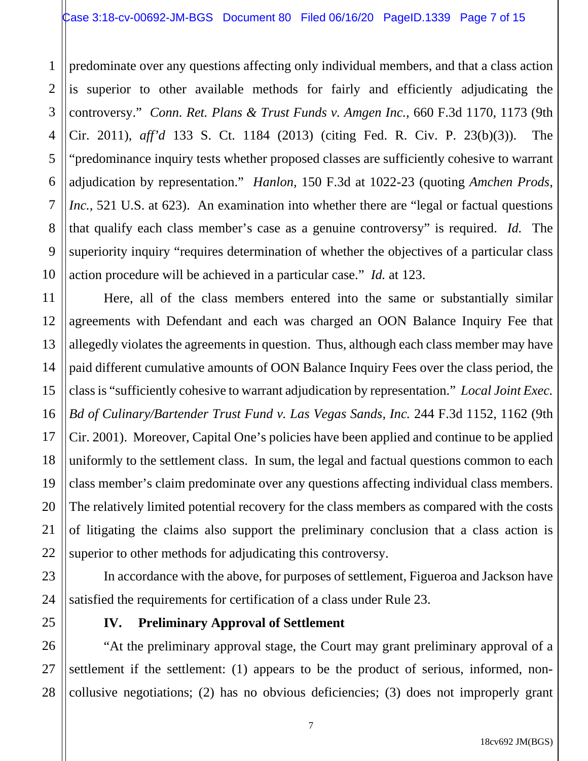predominate over any questions affecting only individual members, and that a class action is superior to other available methods for fairly and efficiently adjudicating the controversy." *Conn. Ret. Plans & Trust Funds v. Amgen Inc.*, 660 F.3d 1170, 1173 (9th Cir. 2011), *aff'd* 133 S. Ct. 1184 (2013) (citing Fed. R. Civ. P. 23(b)(3)). The "predominance inquiry tests whether proposed classes are sufficiently cohesive to warrant adjudication by representation." *Hanlon*, 150 F.3d at 1022-23 (quoting *Amchen Prods, Inc.*, 521 U.S. at 623). An examination into whether there are "legal or factual questions that qualify each class member's case as a genuine controversy" is required. *Id.* The superiority inquiry "requires determination of whether the objectives of a particular class action procedure will be achieved in a particular case." *Id.* at 123.

Here, all of the class members entered into the same or substantially similar agreements with Defendant and each was charged an OON Balance Inquiry Fee that allegedly violates the agreements in question. Thus, although each class member may have paid different cumulative amounts of OON Balance Inquiry Fees over the class period, the class is "sufficiently cohesive to warrant adjudication by representation." *Local Joint Exec. Bd of Culinary/Bartender Trust Fund v. Las Vegas Sands, Inc.* 244 F.3d 1152, 1162 (9th Cir. 2001). Moreover, Capital One's policies have been applied and continue to be applied uniformly to the settlement class. In sum, the legal and factual questions common to each class member's claim predominate over any questions affecting individual class members. The relatively limited potential recovery for the class members as compared with the costs of litigating the claims also support the preliminary conclusion that a class action is superior to other methods for adjudicating this controversy.

In accordance with the above, for purposes of settlement, Figueroa and Jackson have satisfied the requirements for certification of a class under Rule 23.

## IV. Preliminary Approval of Settlement

"At the preliminary approval stage, the Court may grant preliminary approval of a settlement if the settlement: (1) appears to be the product of serious, informed, non-collusive negotiations; (2) has no obvious deficiencies; (3) does not improperly grant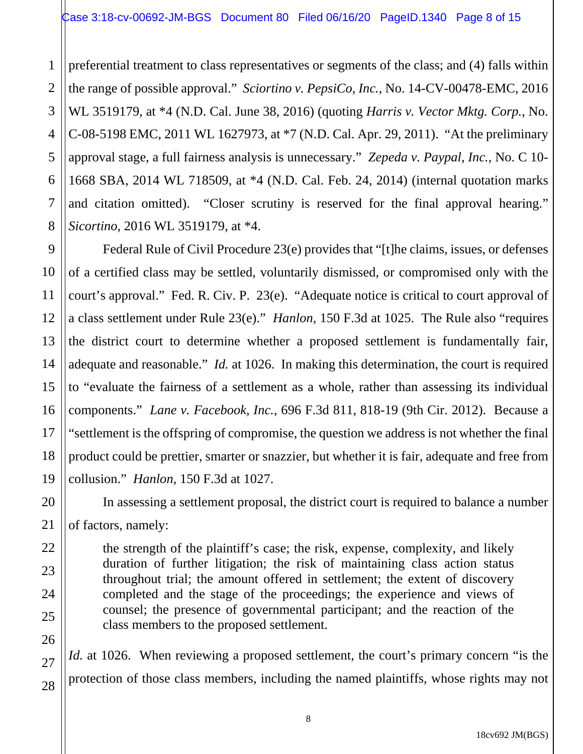preferential treatment to class representatives or segments of the class; and (4) falls within the range of possible approval." *Sciortino v. PepsiCo, Inc.*, No. 14-CV-00478-EMC, 2016 WL 3519179, at *4 (N.D. Cal. June 38, 2016) (quoting *Harris v. Vector Mktg. Corp.*, No. C-08-5198 EMC, 2011 WL 1627973, at *7 (N.D. Cal. Apr. 29, 2011). "At the preliminary approval stage, a full fairness analysis is unnecessary." *Zepeda v. Paypal, Inc.,* No. C 10-1668 SBA, 2014 WL 718509, at *4 (N.D. Cal. Feb. 24, 2014) (internal quotation marks and citation omitted). "Closer scrutiny is reserved for the final approval hearing." *Sicortino,* 2016 WL 3519179, at *4.

Federal Rule of Civil Procedure 23(e) provides that "[t]he claims, issues, or defenses of a certified class may be settled, voluntarily dismissed, or compromised only with the court's approval." Fed. R. Civ. P. 23(e). "Adequate notice is critical to court approval of a class settlement under Rule 23(e)." *Hanlon,* 150 F.3d at 1025. The Rule also "requires the district court to determine whether a proposed settlement is fundamentally fair, adequate and reasonable." *Id.* at 1026. In making this determination, the court is required to "evaluate the fairness of a settlement as a whole, rather than assessing its individual components." *Lane v. Facebook, Inc.*, 696 F.3d 811, 818-19 (9th Cir. 2012). Because a "settlement is the offspring of compromise, the question we address is not whether the final product could be prettier, smarter or snazzier, but whether it is fair, adequate and free from collusion." *Hanlon,* 150 F.3d at 1027.

In assessing a settlement proposal, the district court is required to balance a number of factors, namely:

> the strength of the plaintiff's case; the risk, expense, complexity, and likely duration of further litigation; the risk of maintaining class action status throughout trial; the amount offered in settlement; the extent of discovery completed and the stage of the proceedings; the experience and views of counsel; the presence of governmental participant; and the reaction of the class members to the proposed settlement.

*Id.* at 1026. When reviewing a proposed settlement, the court's primary concern "is the protection of those class members, including the named plaintiffs, whose rights may not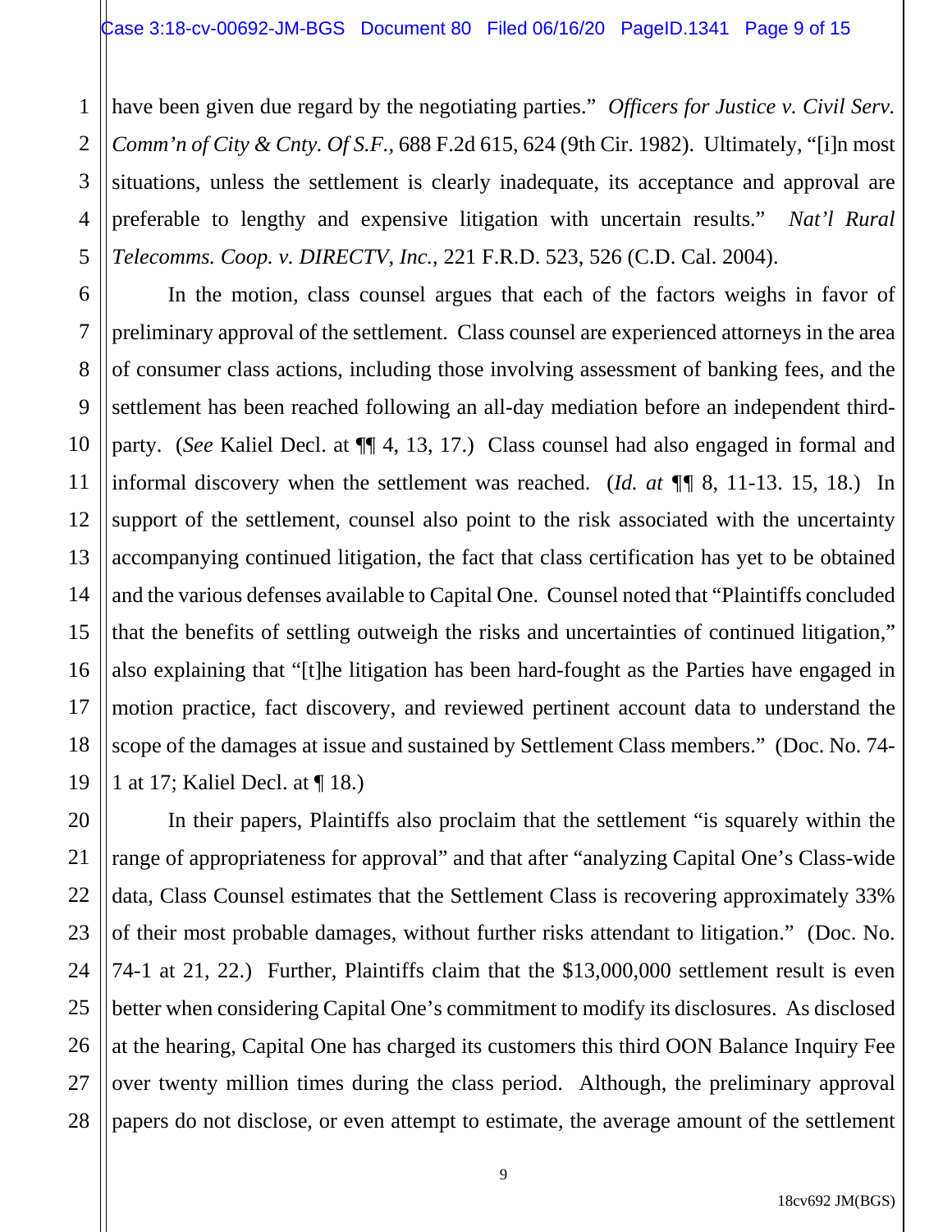have been given due regard by the negotiating parties." *Officers for Justice v. Civil Serv. Comm'n of City & Cnty. Of S.F.*, 688 F.2d 615, 624 (9th Cir. 1982). Ultimately, "[i]n most situations, unless the settlement is clearly inadequate, its acceptance and approval are preferable to lengthy and expensive litigation with uncertain results." *Nat'l Rural Telecomms. Coop. v. DIRECTV, Inc.*, 221 F.R.D. 523, 526 (C.D. Cal. 2004).

In the motion, class counsel argues that each of the factors weighs in favor of preliminary approval of the settlement. Class counsel are experienced attorneys in the area of consumer class actions, including those involving assessment of banking fees, and the settlement has been reached following an all-day mediation before an independent third-party. (*See* Kaliel Decl. at ¶¶ 4, 13, 17.) Class counsel had also engaged in formal and informal discovery when the settlement was reached. (*Id. at* ¶¶ 8, 11-13. 15, 18.) In support of the settlement, counsel also point to the risk associated with the uncertainty accompanying continued litigation, the fact that class certification has yet to be obtained and the various defenses available to Capital One. Counsel noted that "Plaintiffs concluded that the benefits of settling outweigh the risks and uncertainties of continued litigation," also explaining that "[t]he litigation has been hard-fought as the Parties have engaged in motion practice, fact discovery, and reviewed pertinent account data to understand the scope of the damages at issue and sustained by Settlement Class members." (Doc. No. 74-1 at 17; Kaliel Decl. at ¶ 18.)

In their papers, Plaintiffs also proclaim that the settlement "is squarely within the range of appropriateness for approval" and that after "analyzing Capital One's Class-wide data, Class Counsel estimates that the Settlement Class is recovering approximately 33% of their most probable damages, without further risks attendant to litigation." (Doc. No. 74-1 at 21, 22.) Further, Plaintiffs claim that the $13,000,000 settlement result is even better when considering Capital One's commitment to modify its disclosures. As disclosed at the hearing, Capital One has charged its customers this third OON Balance Inquiry Fee over twenty million times during the class period. Although, the preliminary approval papers do not disclose, or even attempt to estimate, the average amount of the settlement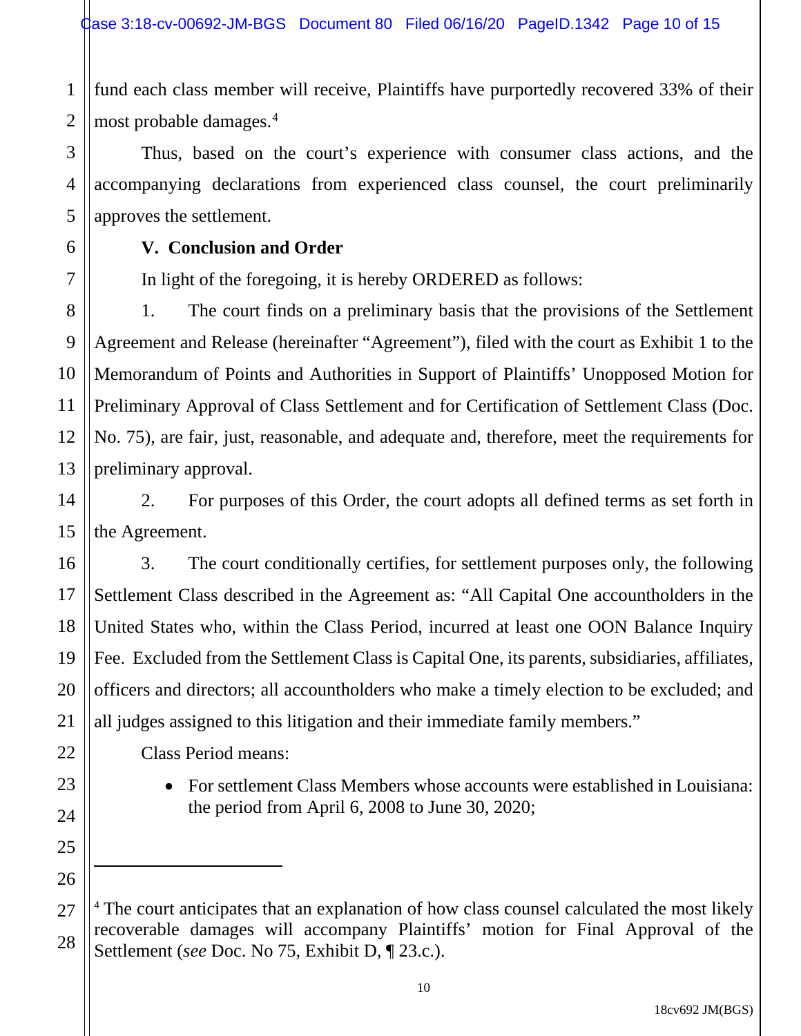fund each class member will receive, Plaintiffs have purportedly recovered 33% of their most probable damages.[4]

Thus, based on the court's experience with consumer class actions, and the accompanying declarations from experienced class counsel, the court preliminarily approves the settlement.

## V. Conclusion and Order

In light of the foregoing, it is hereby ORDERED as follows:

1. The court finds on a preliminary basis that the provisions of the Settlement Agreement and Release (hereinafter "Agreement"), filed with the court as Exhibit 1 to the Memorandum of Points and Authorities in Support of Plaintiffs' Unopposed Motion for Preliminary Approval of Class Settlement and for Certification of Settlement Class (Doc. No. 75), are fair, just, reasonable, and adequate and, therefore, meet the requirements for preliminary approval.

2. For purposes of this Order, the court adopts all defined terms as set forth in the Agreement.

3. The court conditionally certifies, for settlement purposes only, the following Settlement Class described in the Agreement as: "All Capital One accountholders in the United States who, within the Class Period, incurred at least one OON Balance Inquiry Fee. Excluded from the Settlement Class is Capital One, its parents, subsidiaries, affiliates, officers and directors; all accountholders who make a timely election to be excluded; and all judges assigned to this litigation and their immediate family members."

Class Period means:

- For settlement Class Members whose accounts were established in Louisiana: the period from April 6, 2008 to June 30, 2020;

---

[4] The court anticipates that an explanation of how class counsel calculated the most likely recoverable damages will accompany Plaintiffs' motion for Final Approval of the Settlement (*see* Doc. No 75, Exhibit D, ¶ 23.c.).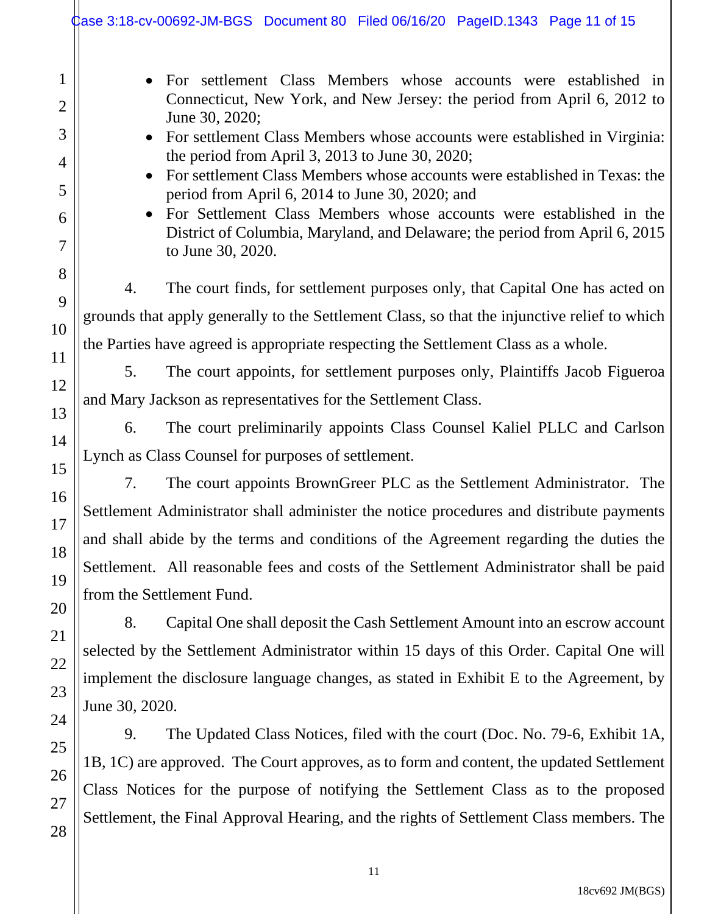- For settlement Class Members whose accounts were established in Connecticut, New York, and New Jersey: the period from April 6, 2012 to June 30, 2020;
- For settlement Class Members whose accounts were established in Virginia: the period from April 3, 2013 to June 30, 2020;
- For settlement Class Members whose accounts were established in Texas: the period from April 6, 2014 to June 30, 2020; and
- For Settlement Class Members whose accounts were established in the District of Columbia, Maryland, and Delaware; the period from April 6, 2015 to June 30, 2020.

4. The court finds, for settlement purposes only, that Capital One has acted on grounds that apply generally to the Settlement Class, so that the injunctive relief to which the Parties have agreed is appropriate respecting the Settlement Class as a whole.

5. The court appoints, for settlement purposes only, Plaintiffs Jacob Figueroa and Mary Jackson as representatives for the Settlement Class.

6. The court preliminarily appoints Class Counsel Kaliel PLLC and Carlson Lynch as Class Counsel for purposes of settlement.

7. The court appoints BrownGreer PLC as the Settlement Administrator. The Settlement Administrator shall administer the notice procedures and distribute payments and shall abide by the terms and conditions of the Agreement regarding the duties the Settlement. All reasonable fees and costs of the Settlement Administrator shall be paid from the Settlement Fund.

8. Capital One shall deposit the Cash Settlement Amount into an escrow account selected by the Settlement Administrator within 15 days of this Order. Capital One will implement the disclosure language changes, as stated in Exhibit E to the Agreement, by June 30, 2020.

9. The Updated Class Notices, filed with the court (Doc. No. 79-6, Exhibit 1A, 1B, 1C) are approved. The Court approves, as to form and content, the updated Settlement Class Notices for the purpose of notifying the Settlement Class as to the proposed Settlement, the Final Approval Hearing, and the rights of Settlement Class members. The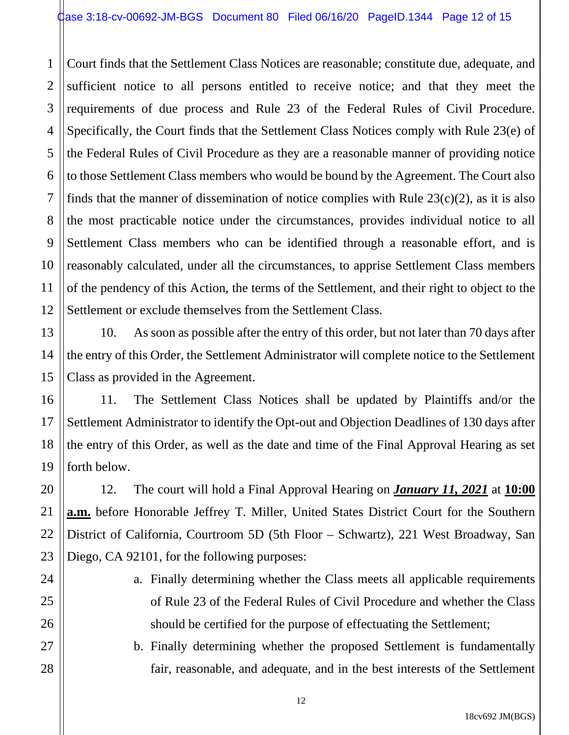Court finds that the Settlement Class Notices are reasonable; constitute due, adequate, and sufficient notice to all persons entitled to receive notice; and that they meet the requirements of due process and Rule 23 of the Federal Rules of Civil Procedure. Specifically, the Court finds that the Settlement Class Notices comply with Rule 23(e) of the Federal Rules of Civil Procedure as they are a reasonable manner of providing notice to those Settlement Class members who would be bound by the Agreement. The Court also finds that the manner of dissemination of notice complies with Rule 23(c)(2), as it is also the most practicable notice under the circumstances, provides individual notice to all Settlement Class members who can be identified through a reasonable effort, and is reasonably calculated, under all the circumstances, to apprise Settlement Class members of the pendency of this Action, the terms of the Settlement, and their right to object to the Settlement or exclude themselves from the Settlement Class.

10. As soon as possible after the entry of this order, but not later than 70 days after the entry of this Order, the Settlement Administrator will complete notice to the Settlement Class as provided in the Agreement.

11. The Settlement Class Notices shall be updated by Plaintiffs and/or the Settlement Administrator to identify the Opt-out and Objection Deadlines of 130 days after the entry of this Order, as well as the date and time of the Final Approval Hearing as set forth below.

12. The court will hold a Final Approval Hearing on ***January 11, 2021*** at **10:00 a.m.** before Honorable Jeffrey T. Miller, United States District Court for the Southern District of California, Courtroom 5D (5th Floor – Schwartz), 221 West Broadway, San Diego, CA 92101, for the following purposes:

a. Finally determining whether the Class meets all applicable requirements of Rule 23 of the Federal Rules of Civil Procedure and whether the Class should be certified for the purpose of effectuating the Settlement;

b. Finally determining whether the proposed Settlement is fundamentally fair, reasonable, and adequate, and in the best interests of the Settlement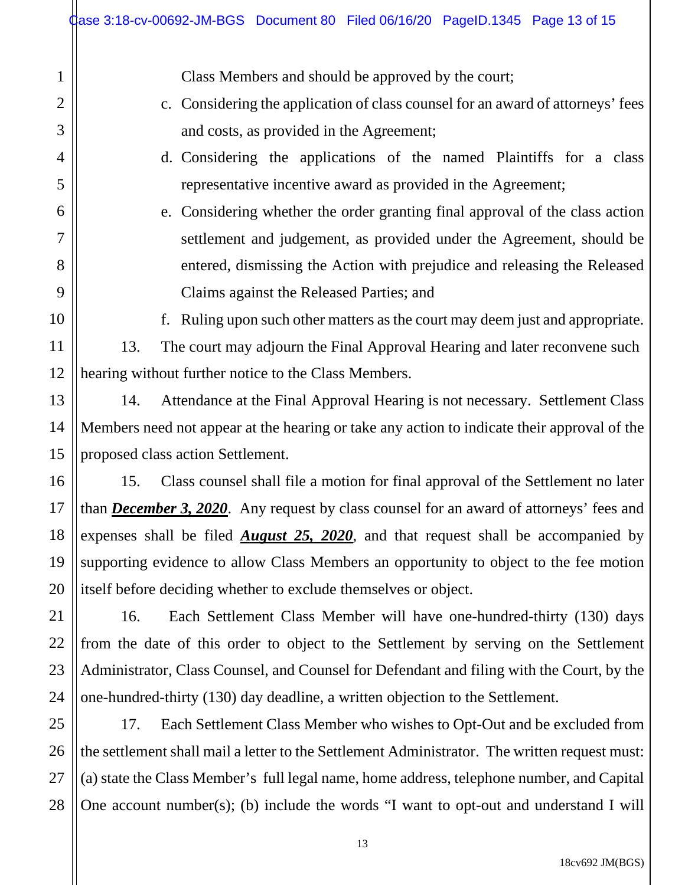Class Members and should be approved by the court;

c. Considering the application of class counsel for an award of attorneys' fees and costs, as provided in the Agreement;

d. Considering the applications of the named Plaintiffs for a class representative incentive award as provided in the Agreement;

e. Considering whether the order granting final approval of the class action settlement and judgement, as provided under the Agreement, should be entered, dismissing the Action with prejudice and releasing the Released Claims against the Released Parties; and

f. Ruling upon such other matters as the court may deem just and appropriate.

13. The court may adjourn the Final Approval Hearing and later reconvene such hearing without further notice to the Class Members.

14. Attendance at the Final Approval Hearing is not necessary. Settlement Class Members need not appear at the hearing or take any action to indicate their approval of the proposed class action Settlement.

15. Class counsel shall file a motion for final approval of the Settlement no later than ***December 3, 2020***. Any request by class counsel for an award of attorneys' fees and expenses shall be filed ***August 25, 2020***, and that request shall be accompanied by supporting evidence to allow Class Members an opportunity to object to the fee motion itself before deciding whether to exclude themselves or object.

16. Each Settlement Class Member will have one-hundred-thirty (130) days from the date of this order to object to the Settlement by serving on the Settlement Administrator, Class Counsel, and Counsel for Defendant and filing with the Court, by the one-hundred-thirty (130) day deadline, a written objection to the Settlement.

17. Each Settlement Class Member who wishes to Opt-Out and be excluded from the settlement shall mail a letter to the Settlement Administrator. The written request must: (a) state the Class Member's full legal name, home address, telephone number, and Capital One account number(s); (b) include the words "I want to opt-out and understand I will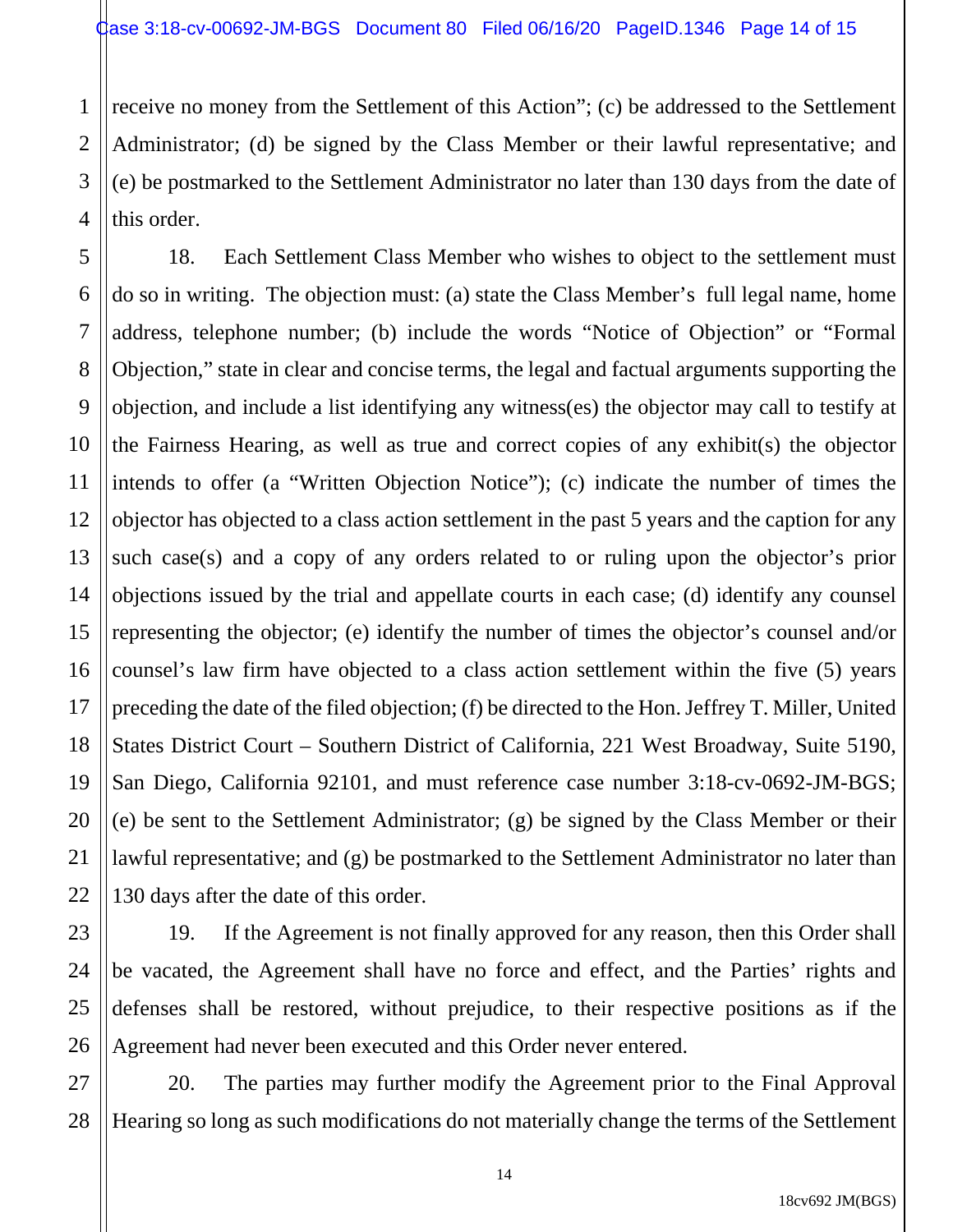receive no money from the Settlement of this Action"; (c) be addressed to the Settlement Administrator; (d) be signed by the Class Member or their lawful representative; and (e) be postmarked to the Settlement Administrator no later than 130 days from the date of this order.

18. Each Settlement Class Member who wishes to object to the settlement must do so in writing. The objection must: (a) state the Class Member's full legal name, home address, telephone number; (b) include the words "Notice of Objection" or "Formal Objection," state in clear and concise terms, the legal and factual arguments supporting the objection, and include a list identifying any witness(es) the objector may call to testify at the Fairness Hearing, as well as true and correct copies of any exhibit(s) the objector intends to offer (a "Written Objection Notice"); (c) indicate the number of times the objector has objected to a class action settlement in the past 5 years and the caption for any such case(s) and a copy of any orders related to or ruling upon the objector's prior objections issued by the trial and appellate courts in each case; (d) identify any counsel representing the objector; (e) identify the number of times the objector's counsel and/or counsel's law firm have objected to a class action settlement within the five (5) years preceding the date of the filed objection; (f) be directed to the Hon. Jeffrey T. Miller, United States District Court – Southern District of California, 221 West Broadway, Suite 5190, San Diego, California 92101, and must reference case number 3:18-cv-0692-JM-BGS; (e) be sent to the Settlement Administrator; (g) be signed by the Class Member or their lawful representative; and (g) be postmarked to the Settlement Administrator no later than 130 days after the date of this order.

19. If the Agreement is not finally approved for any reason, then this Order shall be vacated, the Agreement shall have no force and effect, and the Parties' rights and defenses shall be restored, without prejudice, to their respective positions as if the Agreement had never been executed and this Order never entered.

20. The parties may further modify the Agreement prior to the Final Approval Hearing so long as such modifications do not materially change the terms of the Settlement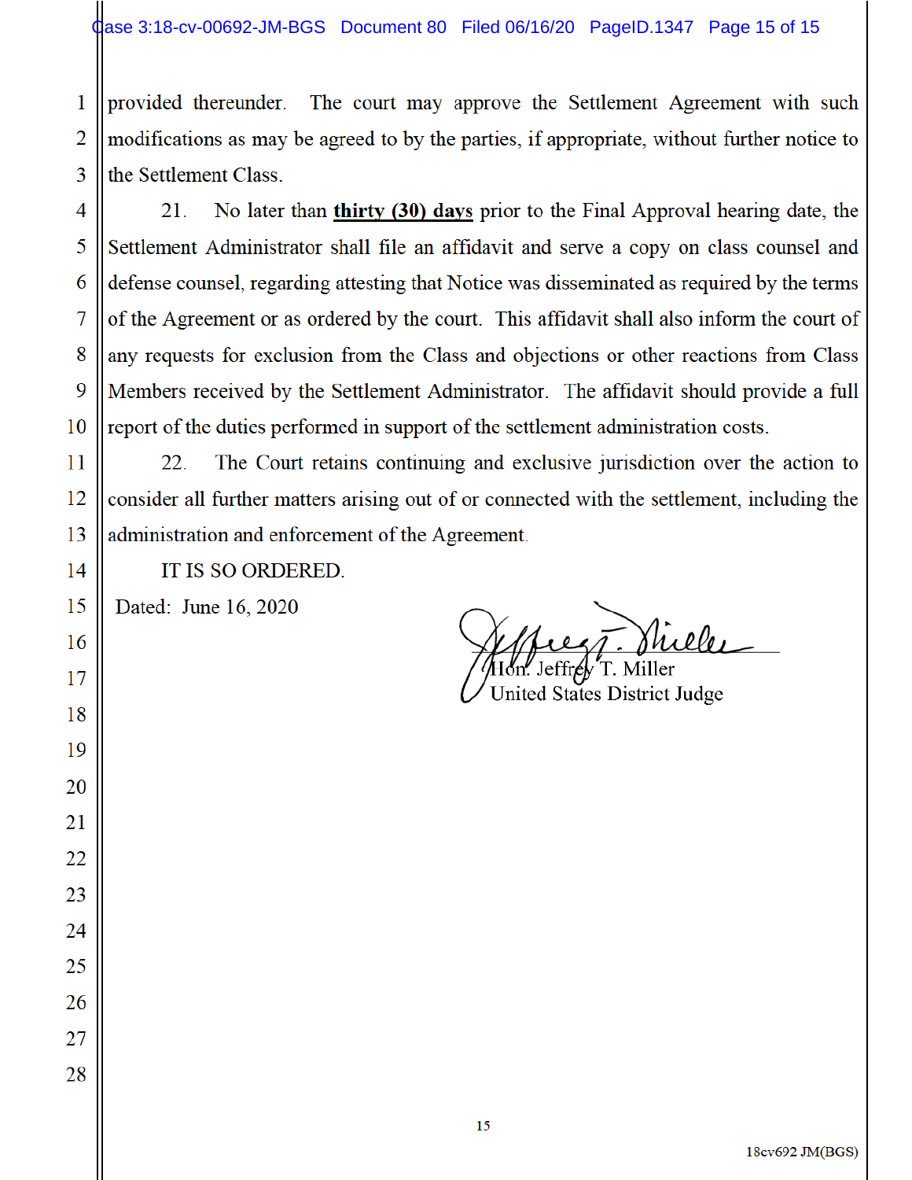provided thereunder. The court may approve the Settlement Agreement with such modifications as may be agreed to by the parties, if appropriate, without further notice to the Settlement Class.

21. No later than **thirty (30) days** prior to the Final Approval hearing date, the Settlement Administrator shall file an affidavit and serve a copy on class counsel and defense counsel, regarding attesting that Notice was disseminated as required by the terms of the Agreement or as ordered by the court. This affidavit shall also inform the court of any requests for exclusion from the Class and objections or other reactions from Class Members received by the Settlement Administrator. The affidavit should provide a full report of the duties performed in support of the settlement administration costs.

22. The Court retains continuing and exclusive jurisdiction over the action to consider all further matters arising out of or connected with the settlement, including the administration and enforcement of the Agreement.

IT IS SO ORDERED.

Dated: June 16, 2020

Hon. Jeffrey T. Miller
United States District Judge

18cv692 JM(BGS)